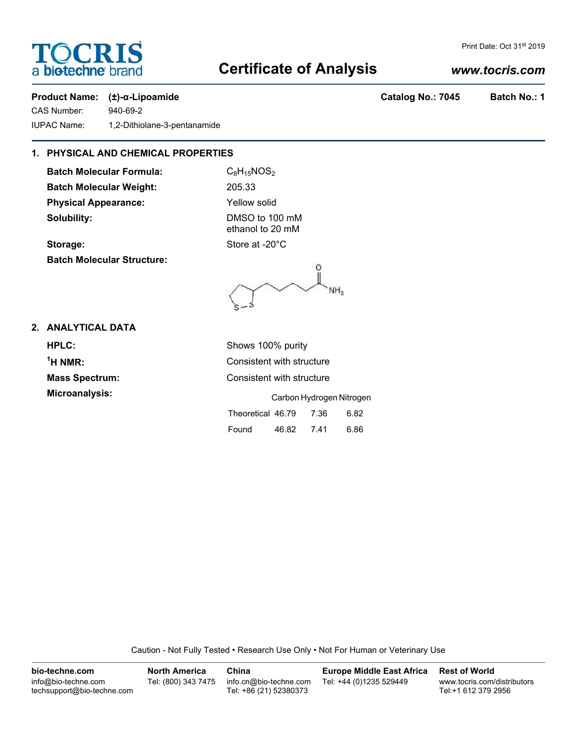# TOCRIS
a biotechne brand

Print Date: Oct 31st 2019

# Certificate of Analysis

*www.tocris.com*

**Product Name:** **(±)-α-Lipoamide** **Catalog No.: 7045** **Batch No.: 1**

CAS Number: 940-69-2

IUPAC Name: 1,2-Dithiolane-3-pentanamide

## 1. PHYSICAL AND CHEMICAL PROPERTIES

**Batch Molecular Formula:** $C_8H_{15}NOS_2$

**Batch Molecular Weight:** 205.33

**Physical Appearance:** Yellow solid

**Solubility:** DMSO to 100 mM
ethanol to 20 mM

**Storage:** Store at -20°C

**Batch Molecular Structure:**

## 2. ANALYTICAL DATA

**HPLC:** Shows 100% purity

**$^1$H NMR:** Consistent with structure

**Mass Spectrum:** Consistent with structure

**Microanalysis:**

| | Carbon | Hydrogen | Nitrogen |
|---|---|---|---|
| Theoretical | 46.79 | 7.36 | 6.82 |
| Found | 46.82 | 7.41 | 6.86 |

Caution - Not Fully Tested • Research Use Only • Not For Human or Veterinary Use

**bio-techne.com**
info@bio-techne.com
techsupport@bio-techne.com

**North America**
Tel: (800) 343 7475

**China**
info.cn@bio-techne.com
Tel: +86 (21) 52380373

**Europe Middle East Africa**
Tel: +44 (0)1235 529449

**Rest of World**
www.tocris.com/distributors
Tel:+1 612 379 2956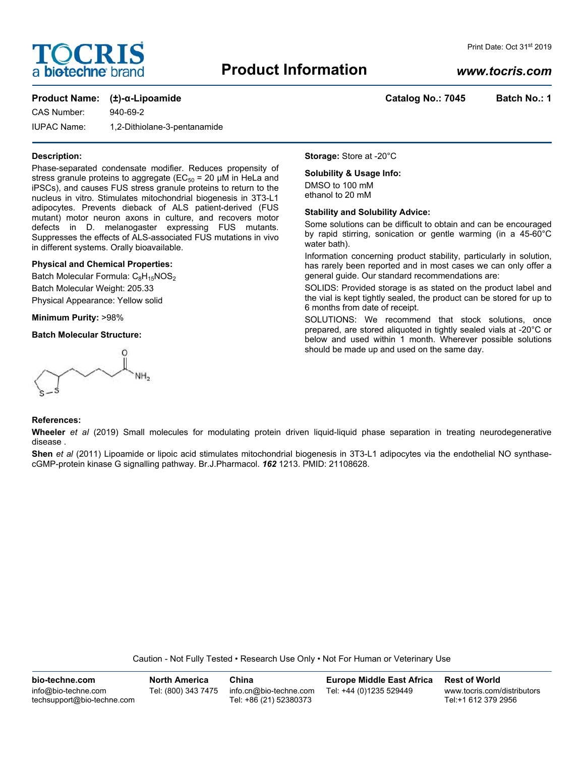# Product Information

Print Date: Oct 31st 2019

www.tocris.com

**Product Name: (±)-α-Lipoamide** **Catalog No.: 7045** **Batch No.: 1**

CAS Number: 940-69-2

IUPAC Name: 1,2-Dithiolane-3-pentanamide

### Description:

Phase-separated condensate modifier. Reduces propensity of stress granule proteins to aggregate ($EC_{50}$ = 20 μM in HeLa and iPSCs), and causes FUS stress granule proteins to return to the nucleus in vitro. Stimulates mitochondrial biogenesis in 3T3-L1 adipocytes. Prevents dieback of ALS patient-derived (FUS mutant) motor neuron axons in culture, and recovers motor defects in D. melanogaster expressing FUS mutants. Suppresses the effects of ALS-associated FUS mutations in vivo in different systems. Orally bioavailable.

### Physical and Chemical Properties:

Batch Molecular Formula: $C_8H_{15}NOS_2$

Batch Molecular Weight: 205.33

Physical Appearance: Yellow solid

**Minimum Purity:** >98%

### Batch Molecular Structure:

O

NH2

S—S

**Storage:** Store at -20°C

### Solubility & Usage Info:

DMSO to 100 mM
ethanol to 20 mM

### Stability and Solubility Advice:

Some solutions can be difficult to obtain and can be encouraged by rapid stirring, sonication or gentle warming (in a 45-60°C water bath).

Information concerning product stability, particularly in solution, has rarely been reported and in most cases we can only offer a general guide. Our standard recommendations are:

SOLIDS: Provided storage is as stated on the product label and the vial is kept tightly sealed, the product can be stored for up to 6 months from date of receipt.

SOLUTIONS: We recommend that stock solutions, once prepared, are stored aliquoted in tightly sealed vials at -20°C or below and used within 1 month. Wherever possible solutions should be made up and used on the same day.

### References:

**Wheeler** *et al* (2019) Small molecules for modulating protein driven liquid-liquid phase separation in treating neurodegenerative disease .

**Shen** *et al* (2011) Lipoamide or lipoic acid stimulates mitochondrial biogenesis in 3T3-L1 adipocytes via the endothelial NO synthase-cGMP-protein kinase G signalling pathway. Br.J.Pharmacol. ***162*** 1213. PMID: 21108628.

Caution - Not Fully Tested • Research Use Only • Not For Human or Veterinary Use

**bio-techne.com**
info@bio-techne.com
techsupport@bio-techne.com

**North America**
Tel: (800) 343 7475

**China**
info.cn@bio-techne.com
Tel: +86 (21) 52380373

**Europe Middle East Africa**
Tel: +44 (0)1235 529449

**Rest of World**
www.tocris.com/distributors
Tel:+1 612 379 2956